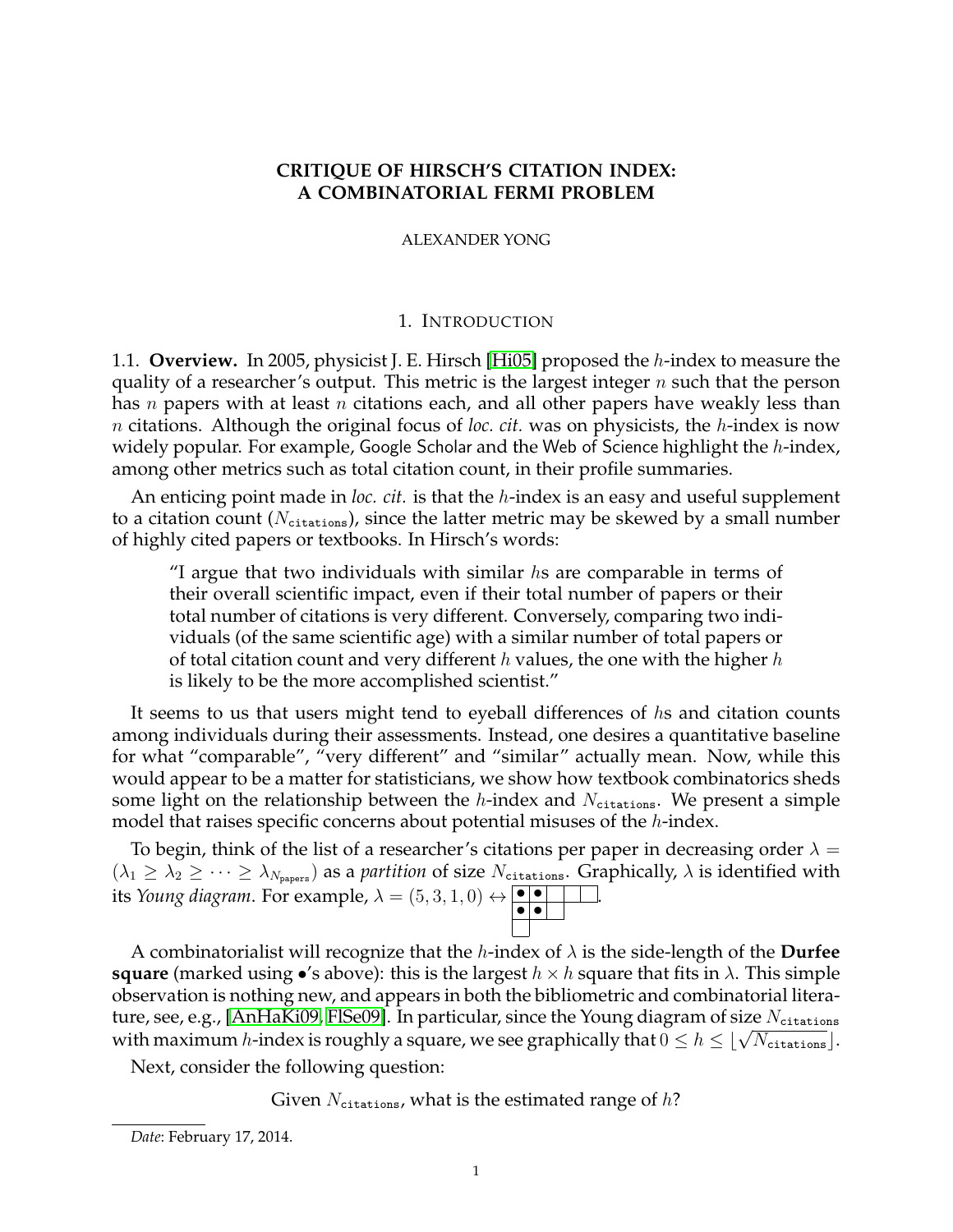# CRITIQUE OF HIRSCH'S CITATION INDEX: A COMBINATORIAL FERMI PROBLEM

ALEXANDER YONG

## 1. Introduction

1.1. **Overview.** In 2005, physicist J. E. Hirsch [Hi05] proposed the $h$-index to measure the quality of a researcher's output. This metric is the largest integer $n$ such that the person has $n$ papers with at least $n$ citations each, and all other papers have weakly less than $n$ citations. Although the original focus of *loc. cit.* was on physicists, the $h$-index is now widely popular. For example, Google Scholar and the Web of Science highlight the $h$-index, among other metrics such as total citation count, in their profile summaries.

An enticing point made in *loc. cit.* is that the $h$-index is an easy and useful supplement to a citation count ($N_{\texttt{citations}}$), since the latter metric may be skewed by a small number of highly cited papers or textbooks. In Hirsch's words:

> "I argue that two individuals with similar $h$s are comparable in terms of their overall scientific impact, even if their total number of papers or their total number of citations is very different. Conversely, comparing two individuals (of the same scientific age) with a similar number of total papers or of total citation count and very different $h$ values, the one with the higher $h$ is likely to be the more accomplished scientist."

It seems to us that users might tend to eyeball differences of $h$s and citation counts among individuals during their assessments. Instead, one desires a quantitative baseline for what "comparable", "very different" and "similar" actually mean. Now, while this would appear to be a matter for statisticians, we show how textbook combinatorics sheds some light on the relationship between the $h$-index and $N_{\texttt{citations}}$. We present a simple model that raises specific concerns about potential misuses of the $h$-index.

To begin, think of the list of a researcher's citations per paper in decreasing order $\lambda = (\lambda_1 \geq \lambda_2 \geq \cdots \geq \lambda_{N_{\texttt{papers}}})$ as a *partition* of size $N_{\texttt{citations}}$. Graphically, $\lambda$ is identified with its *Young diagram*. For example, $\lambda = (5, 3, 1, 0) \leftrightarrow$

| • | • |  |  |  |
|---|---|---|---|---|
| • | • |  |  |  |
|  |  |  |  |  |

.

A combinatorialist will recognize that the $h$-index of $\lambda$ is the side-length of the **Durfee square** (marked using •'s above): this is the largest $h \times h$ square that fits in $\lambda$. This simple observation is nothing new, and appears in both the bibliometric and combinatorial literature, see, e.g., [AnHaKi09, FlSe09]. In particular, since the Young diagram of size $N_{\texttt{citations}}$ with maximum $h$-index is roughly a square, we see graphically that $0 \leq h \leq \lfloor \sqrt{N_{\texttt{citations}}} \rfloor$.

Next, consider the following question:

Given $N_{\texttt{citations}}$, what is the estimated range of $h$?

---

*Date*: February 17, 2014.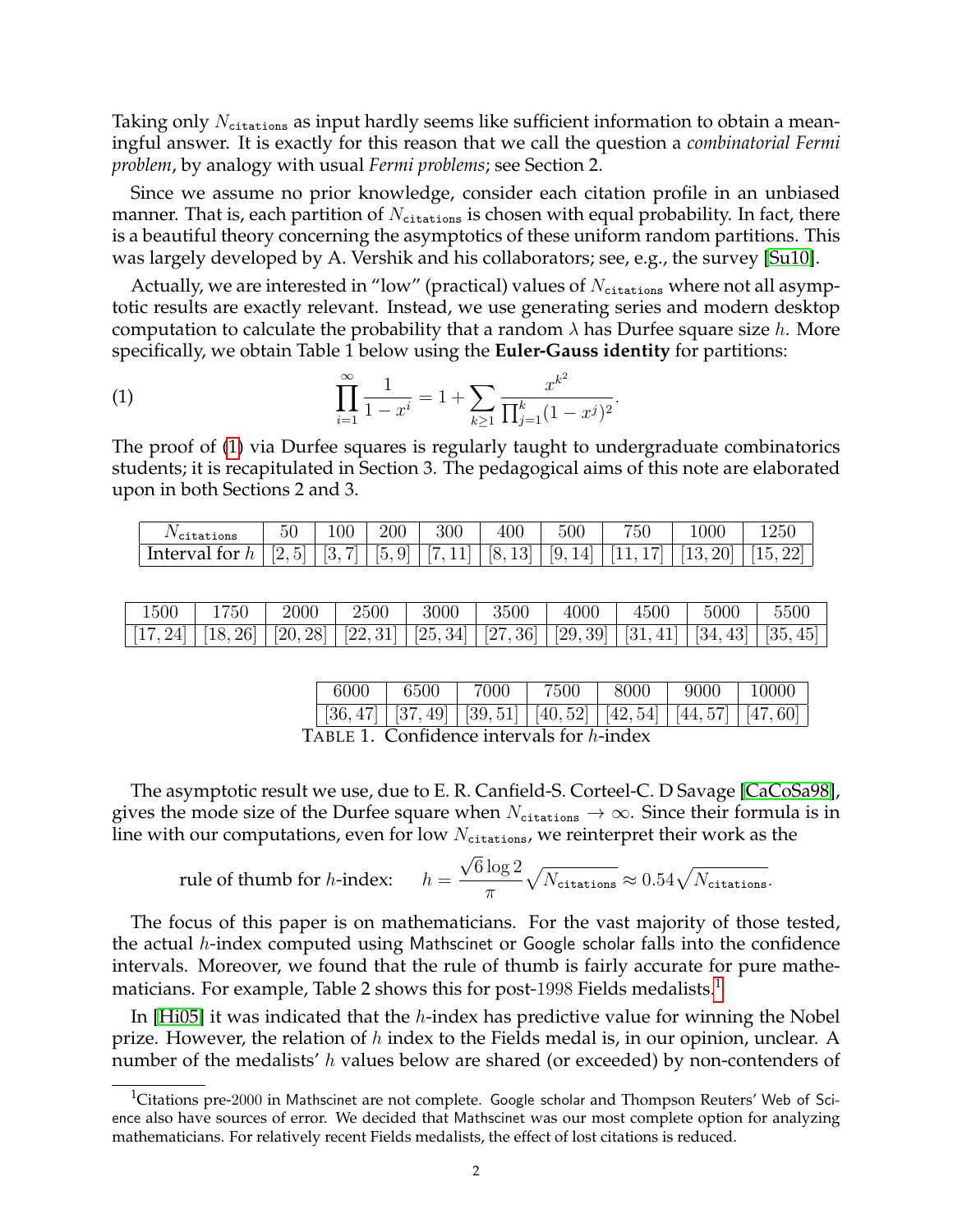Taking only $N_{\texttt{citations}}$ as input hardly seems like sufficient information to obtain a meaningful answer. It is exactly for this reason that we call the question a *combinatorial Fermi problem*, by analogy with usual *Fermi problems*; see Section 2.

Since we assume no prior knowledge, consider each citation profile in an unbiased manner. That is, each partition of $N_{\texttt{citations}}$ is chosen with equal probability. In fact, there is a beautiful theory concerning the asymptotics of these uniform random partitions. This was largely developed by A. Vershik and his collaborators; see, e.g., the survey [Su10].

Actually, we are interested in "low" (practical) values of $N_{\texttt{citations}}$ where not all asymptotic results are exactly relevant. Instead, we use generating series and modern desktop computation to calculate the probability that a random $\lambda$ has Durfee square size $h$. More specifically, we obtain Table 1 below using the **Euler-Gauss identity** for partitions:

$$\prod_{i=1}^{\infty} \frac{1}{1-x^i} = 1 + \sum_{k\geq 1} \frac{x^{k^2}}{\prod_{j=1}^{k}(1-x^j)^2}. \tag{1}$$

The proof of (1) via Durfee squares is regularly taught to undergraduate combinatorics students; it is recapitulated in Section 3. The pedagogical aims of this note are elaborated upon in both Sections 2 and 3.

| $N_{\texttt{citations}}$ | 50 | 100 | 200 | 300 | 400 | 500 | 750 | 1000 | 1250 |
|---|---|---|---|---|---|---|---|---|---|
| Interval for $h$ | $[2,5]$ | $[3,7]$ | $[5,9]$ | $[7,11]$ | $[8,13]$ | $[9,14]$ | $[11,17]$ | $[13,20]$ | $[15,22]$ |

| 1500 | 1750 | 2000 | 2500 | 3000 | 3500 | 4000 | 4500 | 5000 | 5500 |
|---|---|---|---|---|---|---|---|---|---|
| $[17,24]$ | $[18,26]$ | $[20,28]$ | $[22,31]$ | $[25,34]$ | $[27,36]$ | $[29,39]$ | $[31,41]$ | $[34,43]$ | $[35,45]$ |

| 6000 | 6500 | 7000 | 7500 | 8000 | 9000 | 10000 |
|---|---|---|---|---|---|---|
| $[36,47]$ | $[37,49]$ | $[39,51]$ | $[40,52]$ | $[42,54]$ | $[44,57]$ | $[47,60]$ |

TABLE 1. Confidence intervals for $h$-index

The asymptotic result we use, due to E. R. Canfield-S. Corteel-C. D Savage [CaCoSa98], gives the mode size of the Durfee square when $N_{\texttt{citations}} \to \infty$. Since their formula is in line with our computations, even for low $N_{\texttt{citations}}$, we reinterpret their work as the

$$\text{rule of thumb for } h\text{-index:} \quad h = \frac{\sqrt{6}\log 2}{\pi}\sqrt{N_{\texttt{citations}}} \approx 0.54\sqrt{N_{\texttt{citations}}}.$$

The focus of this paper is on mathematicians. For the vast majority of those tested, the actual $h$-index computed using Mathscinet or Google scholar falls into the confidence intervals. Moreover, we found that the rule of thumb is fairly accurate for pure mathematicians. For example, Table 2 shows this for post-1998 Fields medalists.[1]

In [Hi05] it was indicated that the $h$-index has predictive value for winning the Nobel prize. However, the relation of $h$ index to the Fields medal is, in our opinion, unclear. A number of the medalists' $h$ values below are shared (or exceeded) by non-contenders of

[1] Citations pre-2000 in Mathscinet are not complete. Google scholar and Thompson Reuters' Web of Science also have sources of error. We decided that Mathscinet was our most complete option for analyzing mathematicians. For relatively recent Fields medalists, the effect of lost citations is reduced.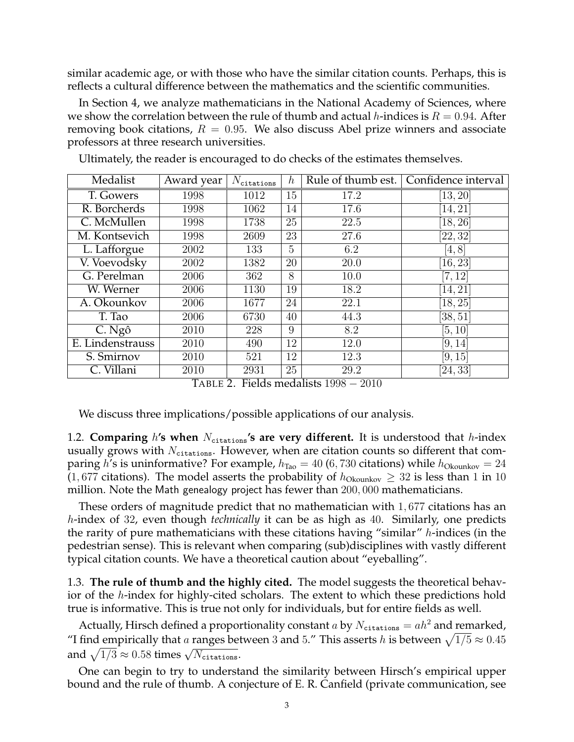similar academic age, or with those who have the similar citation counts. Perhaps, this is reflects a cultural difference between the mathematics and the scientific communities.

In Section 4, we analyze mathematicians in the National Academy of Sciences, where we show the correlation between the rule of thumb and actual $h$-indices is $R = 0.94$. After removing book citations, $R = 0.95$. We also discuss Abel prize winners and associate professors at three research universities.

Ultimately, the reader is encouraged to do checks of the estimates themselves.

| Medalist | Award year | $N_{\texttt{citations}}$ | $h$ | Rule of thumb est. | Confidence interval |
|---|---|---|---|---|---|
| T. Gowers | 1998 | 1012 | 15 | 17.2 | $[13, 20]$ |
| R. Borcherds | 1998 | 1062 | 14 | 17.6 | $[14, 21]$ |
| C. McMullen | 1998 | 1738 | 25 | 22.5 | $[18, 26]$ |
| M. Kontsevich | 1998 | 2609 | 23 | 27.6 | $[22, 32]$ |
| L. Lafforgue | 2002 | 133 | 5 | 6.2 | $[4, 8]$ |
| V. Voevodsky | 2002 | 1382 | 20 | 20.0 | $[16, 23]$ |
| G. Perelman | 2006 | 362 | 8 | 10.0 | $[7, 12]$ |
| W. Werner | 2006 | 1130 | 19 | 18.2 | $[14, 21]$ |
| A. Okounkov | 2006 | 1677 | 24 | 22.1 | $[18, 25]$ |
| T. Tao | 2006 | 6730 | 40 | 44.3 | $[38, 51]$ |
| C. Ngô | 2010 | 228 | 9 | 8.2 | $[5, 10]$ |
| E. Lindenstrauss | 2010 | 490 | 12 | 12.0 | $[9, 14]$ |
| S. Smirnov | 2010 | 521 | 12 | 12.3 | $[9, 15]$ |
| C. Villani | 2010 | 2931 | 25 | 29.2 | $[24, 33]$ |

TABLE 2. Fields medalists $1998 - 2010$

We discuss three implications/possible applications of our analysis.

1.2. **Comparing $h$'s when $N_{\texttt{citations}}$'s are very different.** It is understood that $h$-index usually grows with $N_{\texttt{citations}}$. However, when are citation counts so different that comparing $h$'s is uninformative? For example, $h_{\text{Tao}} = 40$ ($6,730$ citations) while $h_{\text{Okounkov}} = 24$ ($1,677$ citations). The model asserts the probability of $h_{\text{Okounkov}} \geq 32$ is less than $1$ in $10$ million. Note the Math genealogy project has fewer than $200,000$ mathematicians.

These orders of magnitude predict that no mathematician with $1,677$ citations has an $h$-index of $32$, even though *technically* it can be as high as $40$. Similarly, one predicts the rarity of pure mathematicians with these citations having "similar" $h$-indices (in the pedestrian sense). This is relevant when comparing (sub)disciplines with vastly different typical citation counts. We have a theoretical caution about "eyeballing".

1.3. **The rule of thumb and the highly cited.** The model suggests the theoretical behavior of the $h$-index for highly-cited scholars. The extent to which these predictions hold true is informative. This is true not only for individuals, but for entire fields as well.

Actually, Hirsch defined a proportionality constant $a$ by $N_{\texttt{citations}} = ah^2$ and remarked, "I find empirically that $a$ ranges between 3 and 5." This asserts $h$ is between $\sqrt{1/5} \approx 0.45$ and $\sqrt{1/3} \approx 0.58$ times $\sqrt{N_{\texttt{citations}}}$.

One can begin to try to understand the similarity between Hirsch's empirical upper bound and the rule of thumb. A conjecture of E. R. Canfield (private communication, see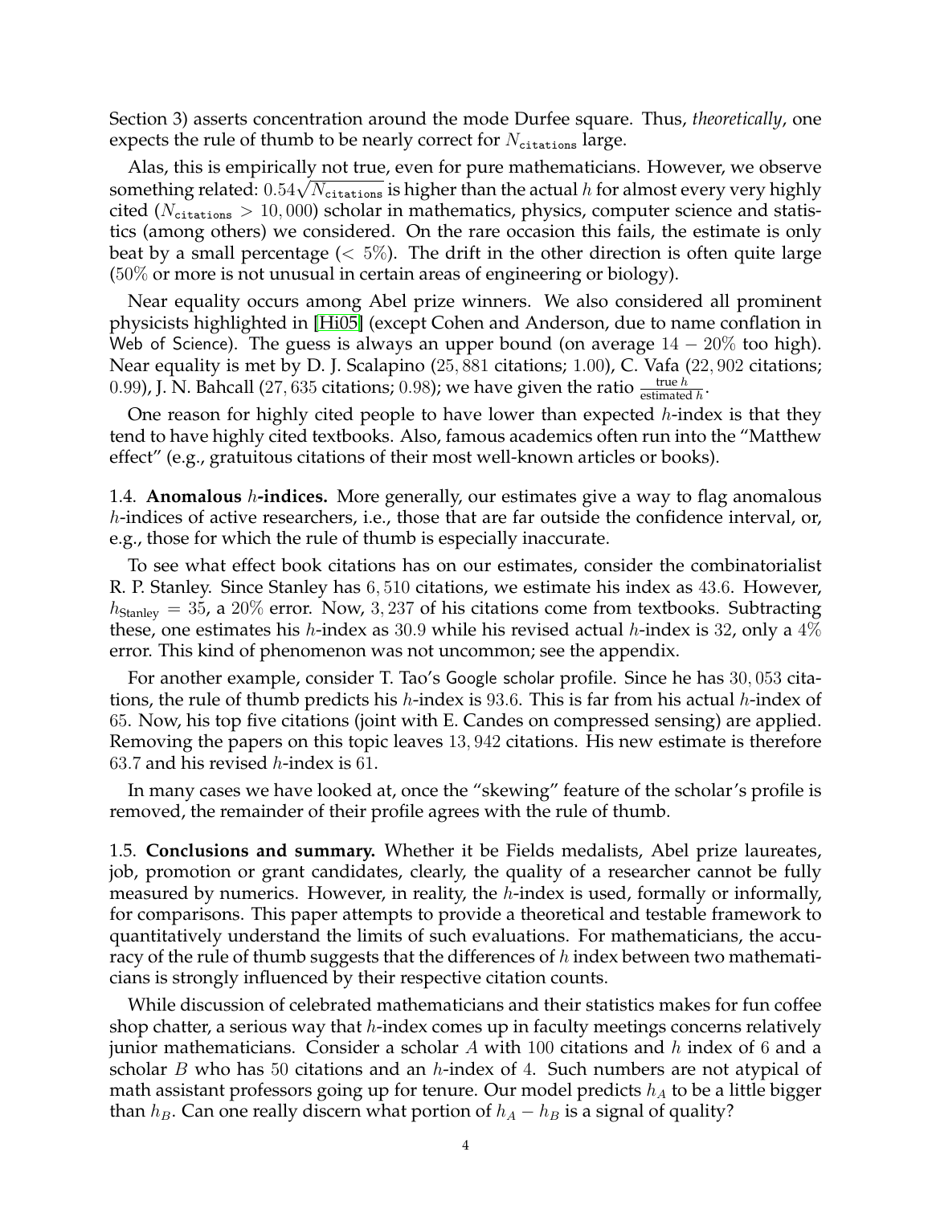Section 3) asserts concentration around the mode Durfee square. Thus, *theoretically*, one expects the rule of thumb to be nearly correct for $N_{\texttt{citations}}$ large.

Alas, this is empirically not true, even for pure mathematicians. However, we observe something related: $0.54\sqrt{N_{\texttt{citations}}}$ is higher than the actual $h$ for almost every very highly cited ($N_{\texttt{citations}} > 10{,}000$) scholar in mathematics, physics, computer science and statistics (among others) we considered. On the rare occasion this fails, the estimate is only beat by a small percentage ($< 5\%$). The drift in the other direction is often quite large ($50\%$ or more is not unusual in certain areas of engineering or biology).

Near equality occurs among Abel prize winners. We also considered all prominent physicists highlighted in [Hi05] (except Cohen and Anderson, due to name conflation in Web of Science). The guess is always an upper bound (on average $14 - 20\%$ too high). Near equality is met by D. J. Scalapino ($25{,}881$ citations; $1.00$), C. Vafa ($22{,}902$ citations; $0.99$), J. N. Bahcall ($27{,}635$ citations; $0.98$); we have given the ratio $\frac{\text{true } h}{\text{estimated } h}$.

One reason for highly cited people to have lower than expected $h$-index is that they tend to have highly cited textbooks. Also, famous academics often run into the "Matthew effect" (e.g., gratuitous citations of their most well-known articles or books).

1.4. **Anomalous $h$-indices.** More generally, our estimates give a way to flag anomalous $h$-indices of active researchers, i.e., those that are far outside the confidence interval, or, e.g., those for which the rule of thumb is especially inaccurate.

To see what effect book citations has on our estimates, consider the combinatorialist R. P. Stanley. Since Stanley has $6{,}510$ citations, we estimate his index as $43.6$. However, $h_{\text{Stanley}} = 35$, a $20\%$ error. Now, $3{,}237$ of his citations come from textbooks. Subtracting these, one estimates his $h$-index as $30.9$ while his revised actual $h$-index is $32$, only a $4\%$ error. This kind of phenomenon was not uncommon; see the appendix.

For another example, consider T. Tao's Google scholar profile. Since he has $30{,}053$ citations, the rule of thumb predicts his $h$-index is $93.6$. This is far from his actual $h$-index of $65$. Now, his top five citations (joint with E. Candes on compressed sensing) are applied. Removing the papers on this topic leaves $13{,}942$ citations. His new estimate is therefore $63.7$ and his revised $h$-index is $61$.

In many cases we have looked at, once the "skewing" feature of the scholar's profile is removed, the remainder of their profile agrees with the rule of thumb.

1.5. **Conclusions and summary.** Whether it be Fields medalists, Abel prize laureates, job, promotion or grant candidates, clearly, the quality of a researcher cannot be fully measured by numerics. However, in reality, the $h$-index is used, formally or informally, for comparisons. This paper attempts to provide a theoretical and testable framework to quantitatively understand the limits of such evaluations. For mathematicians, the accuracy of the rule of thumb suggests that the differences of $h$ index between two mathematicians is strongly influenced by their respective citation counts.

While discussion of celebrated mathematicians and their statistics makes for fun coffee shop chatter, a serious way that $h$-index comes up in faculty meetings concerns relatively junior mathematicians. Consider a scholar $A$ with $100$ citations and $h$ index of $6$ and a scholar $B$ who has $50$ citations and an $h$-index of $4$. Such numbers are not atypical of math assistant professors going up for tenure. Our model predicts $h_A$ to be a little bigger than $h_B$. Can one really discern what portion of $h_A - h_B$ is a signal of quality?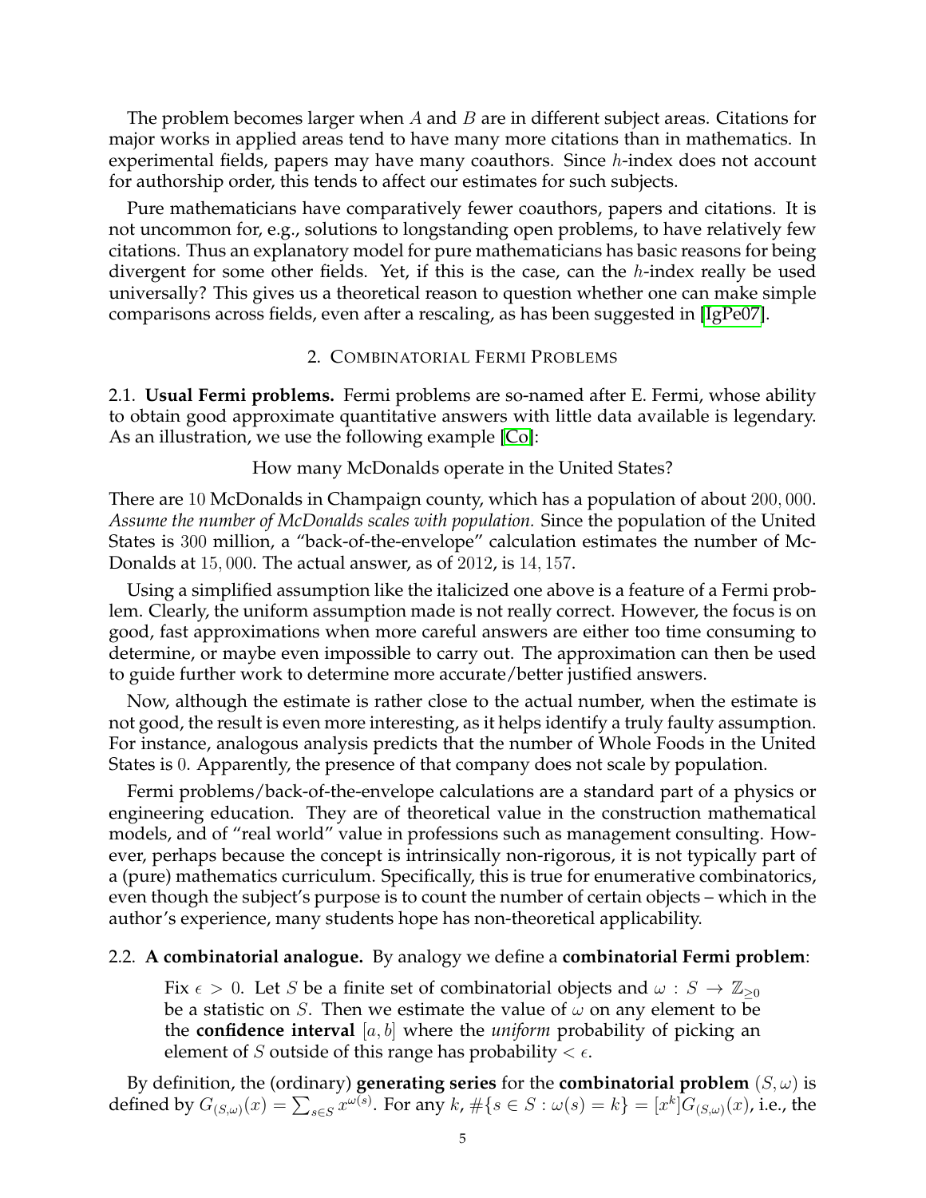The problem becomes larger when $A$ and $B$ are in different subject areas. Citations for major works in applied areas tend to have many more citations than in mathematics. In experimental fields, papers may have many coauthors. Since $h$-index does not account for authorship order, this tends to affect our estimates for such subjects.

Pure mathematicians have comparatively fewer coauthors, papers and citations. It is not uncommon for, e.g., solutions to longstanding open problems, to have relatively few citations. Thus an explanatory model for pure mathematicians has basic reasons for being divergent for some other fields. Yet, if this is the case, can the $h$-index really be used universally? This gives us a theoretical reason to question whether one can make simple comparisons across fields, even after a rescaling, as has been suggested in [IgPe07].

## 2. Combinatorial Fermi Problems

**2.1. Usual Fermi problems.** Fermi problems are so-named after E. Fermi, whose ability to obtain good approximate quantitative answers with little data available is legendary. As an illustration, we use the following example [Co]:

How many McDonalds operate in the United States?

There are $10$ McDonalds in Champaign county, which has a population of about $200,000$. *Assume the number of McDonalds scales with population.* Since the population of the United States is $300$ million, a "back-of-the-envelope" calculation estimates the number of McDonalds at $15,000$. The actual answer, as of $2012$, is $14,157$.

Using a simplified assumption like the italicized one above is a feature of a Fermi problem. Clearly, the uniform assumption made is not really correct. However, the focus is on good, fast approximations when more careful answers are either too time consuming to determine, or maybe even impossible to carry out. The approximation can then be used to guide further work to determine more accurate/better justified answers.

Now, although the estimate is rather close to the actual number, when the estimate is not good, the result is even more interesting, as it helps identify a truly faulty assumption. For instance, analogous analysis predicts that the number of Whole Foods in the United States is $0$. Apparently, the presence of that company does not scale by population.

Fermi problems/back-of-the-envelope calculations are a standard part of a physics or engineering education. They are of theoretical value in the construction mathematical models, and of "real world" value in professions such as management consulting. However, perhaps because the concept is intrinsically non-rigorous, it is not typically part of a (pure) mathematics curriculum. Specifically, this is true for enumerative combinatorics, even though the subject's purpose is to count the number of certain objects – which in the author's experience, many students hope has non-theoretical applicability.

**2.2. A combinatorial analogue.** By analogy we define a **combinatorial Fermi problem**:

> Fix $\epsilon > 0$. Let $S$ be a finite set of combinatorial objects and $\omega : S \to \mathbb{Z}_{\geq 0}$ be a statistic on $S$. Then we estimate the value of $\omega$ on any element to be the **confidence interval** $[a, b]$ where the *uniform* probability of picking an element of $S$ outside of this range has probability $< \epsilon$.

By definition, the (ordinary) **generating series** for the **combinatorial problem** $(S, \omega)$ is defined by $G_{(S,\omega)}(x) = \sum_{s \in S} x^{\omega(s)}$. For any $k$, $\#\{s \in S : \omega(s) = k\} = [x^k]G_{(S,\omega)}(x)$, i.e., the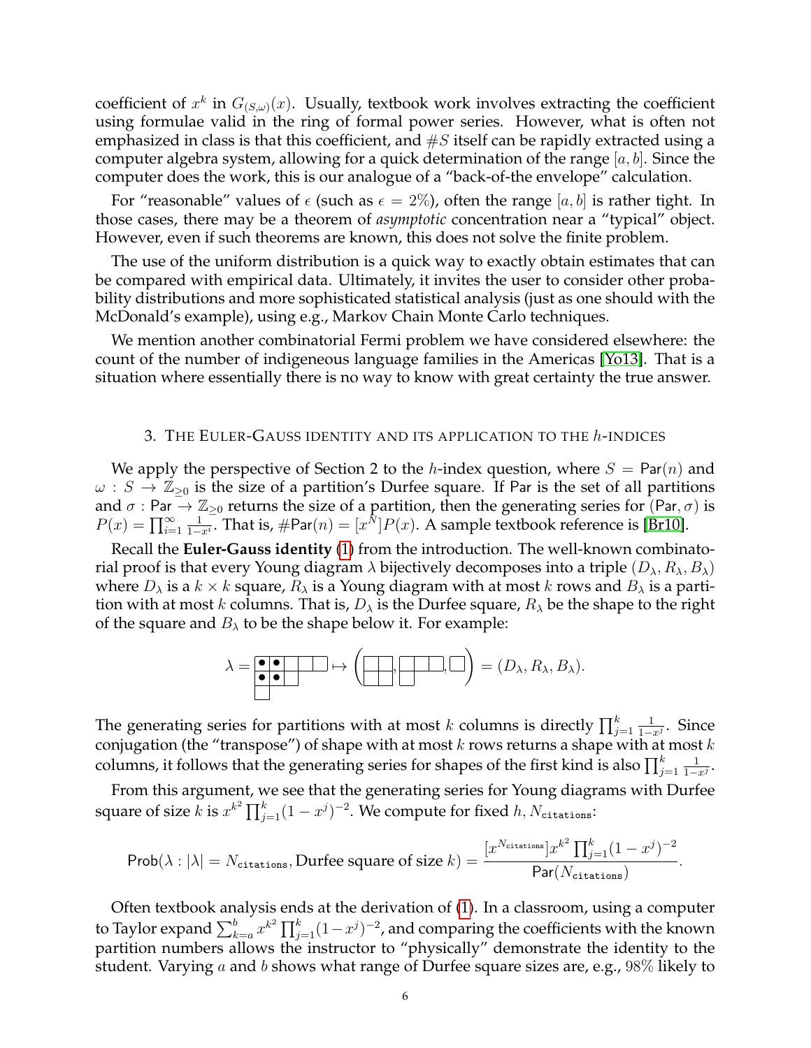coefficient of $x^k$ in $G_{(S,\omega)}(x)$. Usually, textbook work involves extracting the coefficient using formulae valid in the ring of formal power series. However, what is often not emphasized in class is that this coefficient, and $\#S$ itself can be rapidly extracted using a computer algebra system, allowing for a quick determination of the range $[a, b]$. Since the computer does the work, this is our analogue of a "back-of-the envelope" calculation.

For "reasonable" values of $\epsilon$ (such as $\epsilon = 2\%$), often the range $[a, b]$ is rather tight. In those cases, there may be a theorem of *asymptotic* concentration near a "typical" object. However, even if such theorems are known, this does not solve the finite problem.

The use of the uniform distribution is a quick way to exactly obtain estimates that can be compared with empirical data. Ultimately, it invites the user to consider other probability distributions and more sophisticated statistical analysis (just as one should with the McDonald's example), using e.g., Markov Chain Monte Carlo techniques.

We mention another combinatorial Fermi problem we have considered elsewhere: the count of the number of indigeneous language families in the Americas [Yo13]. That is a situation where essentially there is no way to know with great certainty the true answer.

## 3. The Euler-Gauss identity and its application to the $h$-indices

We apply the perspective of Section 2 to the $h$-index question, where $S = \mathsf{Par}(n)$ and $\omega : S \to \mathbb{Z}_{\geq 0}$ is the size of a partition's Durfee square. If Par is the set of all partitions and $\sigma : \mathsf{Par} \to \mathbb{Z}_{\geq 0}$ returns the size of a partition, then the generating series for $(\mathsf{Par}, \sigma)$ is $P(x) = \prod_{i=1}^{\infty} \frac{1}{1-x^i}$. That is, $\#\mathsf{Par}(n) = [x^N]P(x)$. A sample textbook reference is [Br10].

Recall the **Euler-Gauss identity** (1) from the introduction. The well-known combinatorial proof is that every Young diagram $\lambda$ bijectively decomposes into a triple $(D_\lambda, R_\lambda, B_\lambda)$ where $D_\lambda$ is a $k \times k$ square, $R_\lambda$ is a Young diagram with at most $k$ rows and $B_\lambda$ is a partition with at most $k$ columns. That is, $D_\lambda$ is the Durfee square, $R_\lambda$ be the shape to the right of the square and $B_\lambda$ to be the shape below it. For example:

$$\lambda = \begin{array}{|c|c|c|c|c|}\hline \bullet & \bullet & & & \\ \hline \bullet & \bullet & & \\ \cline{1-4} & \\ \cline{1-1}\end{array} \mapsto \left( \begin{array}{|c|c|}\hline & \\ \hline & \\ \hline \end{array}, \begin{array}{|c|c|c|}\hline & & \\ \hline & \\ \cline{1-1}\end{array}, \begin{array}{|c|}\hline \\ \hline \end{array} \right) = (D_\lambda, R_\lambda, B_\lambda).$$

The generating series for partitions with at most $k$ columns is directly $\prod_{j=1}^{k} \frac{1}{1-x^j}$. Since conjugation (the "transpose") of shape with at most $k$ rows returns a shape with at most $k$ columns, it follows that the generating series for shapes of the first kind is also $\prod_{j=1}^{k} \frac{1}{1-x^j}$.

From this argument, we see that the generating series for Young diagrams with Durfee square of size $k$ is $x^{k^2} \prod_{j=1}^{k}(1-x^j)^{-2}$. We compute for fixed $h, N_{\texttt{citations}}$:

$$\mathsf{Prob}(\lambda : |\lambda| = N_{\texttt{citations}}, \text{Durfee square of size } k) = \frac{[x^{N_{\texttt{citations}}}]x^{k^2} \prod_{j=1}^{k}(1-x^j)^{-2}}{\mathsf{Par}(N_{\texttt{citations}})}.$$

Often textbook analysis ends at the derivation of (1). In a classroom, using a computer to Taylor expand $\sum_{k=a}^{b} x^{k^2} \prod_{j=1}^{k}(1-x^j)^{-2}$, and comparing the coefficients with the known partition numbers allows the instructor to "physically" demonstrate the identity to the student. Varying $a$ and $b$ shows what range of Durfee square sizes are, e.g., $98\%$ likely to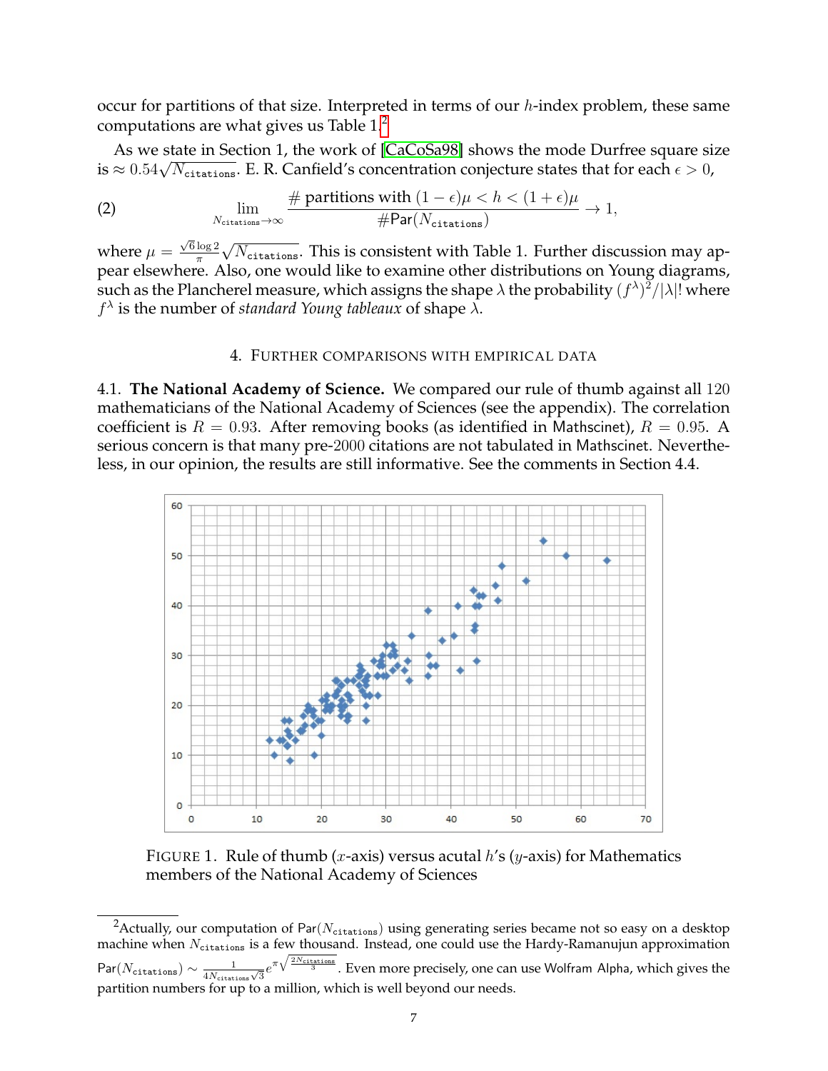occur for partitions of that size. Interpreted in terms of our $h$-index problem, these same computations are what gives us Table 1.[2]

As we state in Section 1, the work of [CaCoSa98] shows the mode Durfree square size is $\approx 0.54\sqrt{N_{\texttt{citations}}}$. E. R. Canfield's concentration conjecture states that for each $\epsilon > 0$,

$$\lim_{N_{\texttt{citations}} \to \infty} \frac{\#\text{ partitions with } (1-\epsilon)\mu < h < (1+\epsilon)\mu}{\#\mathsf{Par}(N_{\texttt{citations}})} \to 1, \tag{2}$$

where $\mu = \frac{\sqrt{6}\log 2}{\pi}\sqrt{N_{\texttt{citations}}}$. This is consistent with Table 1. Further discussion may appear elsewhere. Also, one would like to examine other distributions on Young diagrams, such as the Plancherel measure, which assigns the shape $\lambda$ the probability $(f^\lambda)^2/|\lambda|!$ where $f^\lambda$ is the number of *standard Young tableaux* of shape $\lambda$.

## 4. Further comparisons with empirical data

**4.1. The National Academy of Science.** We compared our rule of thumb against all 120 mathematicians of the National Academy of Sciences (see the appendix). The correlation coefficient is $R = 0.93$. After removing books (as identified in Mathscinet), $R = 0.95$. A serious concern is that many pre-2000 citations are not tabulated in Mathscinet. Nevertheless, in our opinion, the results are still informative. See the comments in Section 4.4.

FIGURE 1. Rule of thumb ($x$-axis) versus acutal $h$'s ($y$-axis) for Mathematics members of the National Academy of Sciences

---

[2] Actually, our computation of $\mathsf{Par}(N_{\texttt{citations}})$ using generating series became not so easy on a desktop machine when $N_{\texttt{citations}}$ is a few thousand. Instead, one could use the Hardy-Ramanujan approximation $\mathsf{Par}(N_{\texttt{citations}}) \sim \frac{1}{4N_{\texttt{citations}}\sqrt{3}} e^{\pi\sqrt{\frac{2N_{\texttt{citations}}}{3}}}$. Even more precisely, one can use Wolfram Alpha, which gives the partition numbers for up to a million, which is well beyond our needs.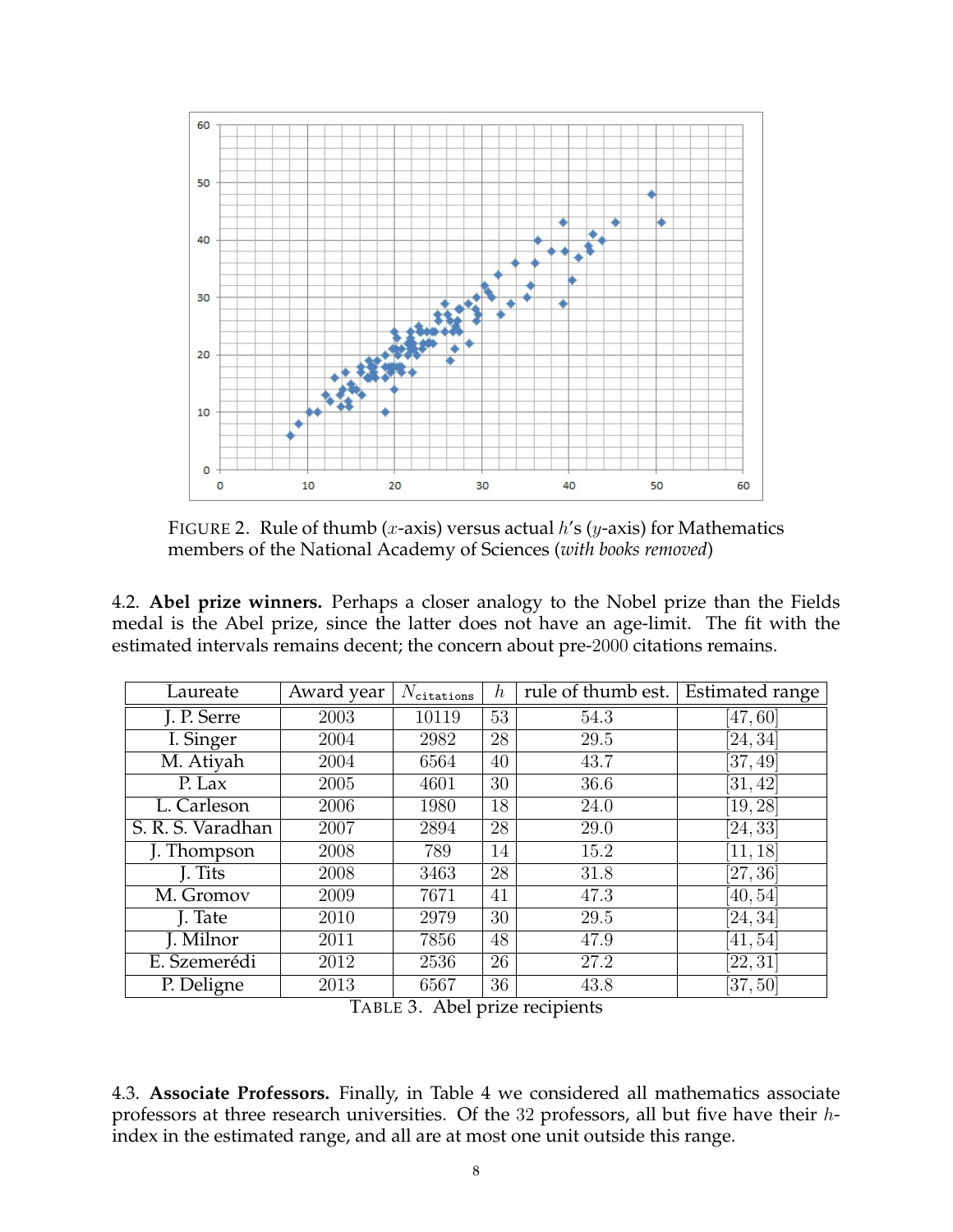FIGURE 2. Rule of thumb ($x$-axis) versus actual $h$'s ($y$-axis) for Mathematics members of the National Academy of Sciences (*with books removed*)

4.2. **Abel prize winners.** Perhaps a closer analogy to the Nobel prize than the Fields medal is the Abel prize, since the latter does not have an age-limit. The fit with the estimated intervals remains decent; the concern about pre-2000 citations remains.

| Laureate | Award year | $N_{\texttt{citations}}$ | $h$ | rule of thumb est. | Estimated range |
|---|---|---|---|---|---|
| J. P. Serre | 2003 | 10119 | 53 | 54.3 | $[47, 60]$ |
| I. Singer | 2004 | 2982 | 28 | 29.5 | $[24, 34]$ |
| M. Atiyah | 2004 | 6564 | 40 | 43.7 | $[37, 49]$ |
| P. Lax | 2005 | 4601 | 30 | 36.6 | $[31, 42]$ |
| L. Carleson | 2006 | 1980 | 18 | 24.0 | $[19, 28]$ |
| S. R. S. Varadhan | 2007 | 2894 | 28 | 29.0 | $[24, 33]$ |
| J. Thompson | 2008 | 789 | 14 | 15.2 | $[11, 18]$ |
| J. Tits | 2008 | 3463 | 28 | 31.8 | $[27, 36]$ |
| M. Gromov | 2009 | 7671 | 41 | 47.3 | $[40, 54]$ |
| J. Tate | 2010 | 2979 | 30 | 29.5 | $[24, 34]$ |
| J. Milnor | 2011 | 7856 | 48 | 47.9 | $[41, 54]$ |
| E. Szemerédi | 2012 | 2536 | 26 | 27.2 | $[22, 31]$ |
| P. Deligne | 2013 | 6567 | 36 | 43.8 | $[37, 50]$ |

TABLE 3. Abel prize recipients

4.3. **Associate Professors.** Finally, in Table 4 we considered all mathematics associate professors at three research universities. Of the 32 professors, all but five have their $h$-index in the estimated range, and all are at most one unit outside this range.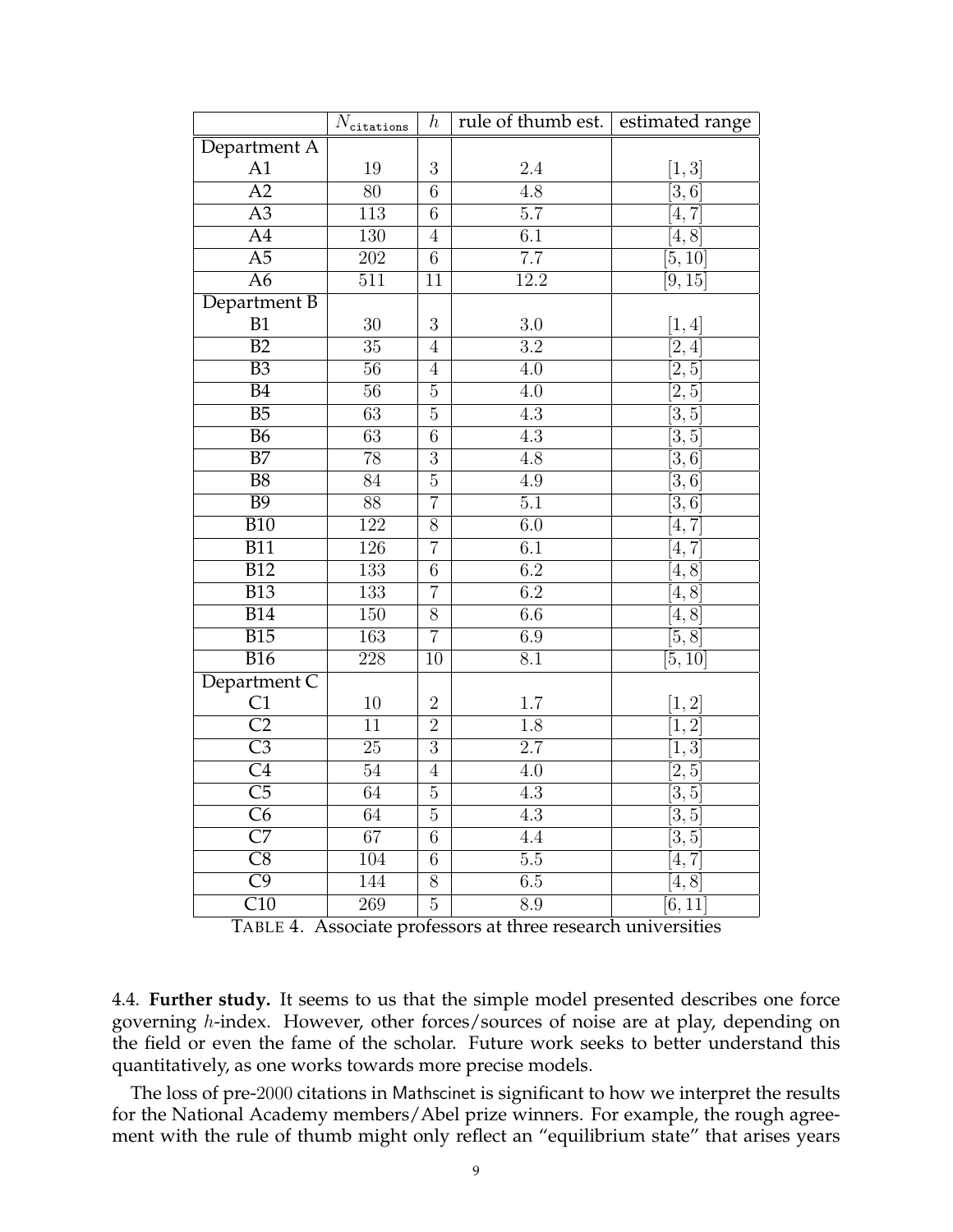| | $N_{\texttt{citations}}$ | $h$ | rule of thumb est. | estimated range |
|---|---|---|---|---|
| Department A | | | | |
| A1 | 19 | 3 | 2.4 | $[1, 3]$ |
| A2 | 80 | 6 | 4.8 | $[3, 6]$ |
| A3 | 113 | 6 | 5.7 | $[4, 7]$ |
| A4 | 130 | 4 | 6.1 | $[4, 8]$ |
| A5 | 202 | 6 | 7.7 | $[5, 10]$ |
| A6 | 511 | 11 | 12.2 | $[9, 15]$ |
| Department B | | | | |
| B1 | 30 | 3 | 3.0 | $[1, 4]$ |
| B2 | 35 | 4 | 3.2 | $[2, 4]$ |
| B3 | 56 | 4 | 4.0 | $[2, 5]$ |
| B4 | 56 | 5 | 4.0 | $[2, 5]$ |
| B5 | 63 | 5 | 4.3 | $[3, 5]$ |
| B6 | 63 | 6 | 4.3 | $[3, 5]$ |
| B7 | 78 | 3 | 4.8 | $[3, 6]$ |
| B8 | 84 | 5 | 4.9 | $[3, 6]$ |
| B9 | 88 | 7 | 5.1 | $[3, 6]$ |
| B10 | 122 | 8 | 6.0 | $[4, 7]$ |
| B11 | 126 | 7 | 6.1 | $[4, 7]$ |
| B12 | 133 | 6 | 6.2 | $[4, 8]$ |
| B13 | 133 | 7 | 6.2 | $[4, 8]$ |
| B14 | 150 | 8 | 6.6 | $[4, 8]$ |
| B15 | 163 | 7 | 6.9 | $[5, 8]$ |
| B16 | 228 | 10 | 8.1 | $[5, 10]$ |
| Department C | | | | |
| C1 | 10 | 2 | 1.7 | $[1, 2]$ |
| C2 | 11 | 2 | 1.8 | $[1, 2]$ |
| C3 | 25 | 3 | 2.7 | $[1, 3]$ |
| C4 | 54 | 4 | 4.0 | $[2, 5]$ |
| C5 | 64 | 5 | 4.3 | $[3, 5]$ |
| C6 | 64 | 5 | 4.3 | $[3, 5]$ |
| C7 | 67 | 6 | 4.4 | $[3, 5]$ |
| C8 | 104 | 6 | 5.5 | $[4, 7]$ |
| C9 | 144 | 8 | 6.5 | $[4, 8]$ |
| C10 | 269 | 5 | 8.9 | $[6, 11]$ |

TABLE 4. Associate professors at three research universities

4.4. **Further study.** It seems to us that the simple model presented describes one force governing $h$-index. However, other forces/sources of noise are at play, depending on the field or even the fame of the scholar. Future work seeks to better understand this quantitatively, as one works towards more precise models.

The loss of pre-2000 citations in Mathscinet is significant to how we interpret the results for the National Academy members/Abel prize winners. For example, the rough agreement with the rule of thumb might only reflect an "equilibrium state" that arises years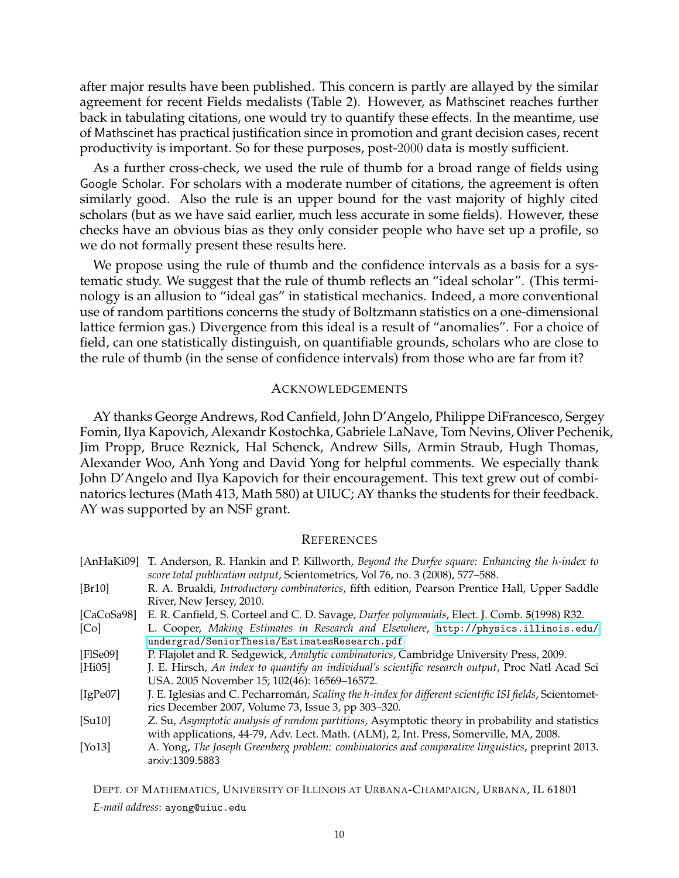after major results have been published. This concern is partly are allayed by the similar agreement for recent Fields medalists (Table 2). However, as Mathscinet reaches further back in tabulating citations, one would try to quantify these effects. In the meantime, use of Mathscinet has practical justification since in promotion and grant decision cases, recent productivity is important. So for these purposes, post-2000 data is mostly sufficient.

As a further cross-check, we used the rule of thumb for a broad range of fields using Google Scholar. For scholars with a moderate number of citations, the agreement is often similarly good. Also the rule is an upper bound for the vast majority of highly cited scholars (but as we have said earlier, much less accurate in some fields). However, these checks have an obvious bias as they only consider people who have set up a profile, so we do not formally present these results here.

We propose using the rule of thumb and the confidence intervals as a basis for a systematic study. We suggest that the rule of thumb reflects an "ideal scholar". (This terminology is an allusion to "ideal gas" in statistical mechanics. Indeed, a more conventional use of random partitions concerns the study of Boltzmann statistics on a one-dimensional lattice fermion gas.) Divergence from this ideal is a result of "anomalies". For a choice of field, can one statistically distinguish, on quantifiable grounds, scholars who are close to the rule of thumb (in the sense of confidence intervals) from those who are far from it?

## Acknowledgements

AY thanks George Andrews, Rod Canfield, John D'Angelo, Philippe DiFrancesco, Sergey Fomin, Ilya Kapovich, Alexandr Kostochka, Gabriele LaNave, Tom Nevins, Oliver Pechenik, Jim Propp, Bruce Reznick, Hal Schenck, Andrew Sills, Armin Straub, Hugh Thomas, Alexander Woo, Anh Yong and David Yong for helpful comments. We especially thank John D'Angelo and Ilya Kapovich for their encouragement. This text grew out of combinatorics lectures (Math 413, Math 580) at UIUC; AY thanks the students for their feedback. AY was supported by an NSF grant.

## References

- [AnHaKi09] T. Anderson, R. Hankin and P. Killworth, *Beyond the Durfee square: Enhancing the $h$-index to score total publication output*, Scientometrics, Vol 76, no. 3 (2008), 577–588.
- [Br10] R. A. Brualdi, *Introductory combinatorics*, fifth edition, Pearson Prentice Hall, Upper Saddle River, New Jersey, 2010.
- [CaCoSa98] E. R. Canfield, S. Corteel and C. D. Savage, *Durfee polynomials*, Elect. J. Comb. **5**(1998) R32.
- [Co] L. Cooper, *Making Estimates in Research and Elsewhere*, http://physics.illinois.edu/undergrad/SeniorThesis/EstimatesResearch.pdf
- [FlSe09] P. Flajolet and R. Sedgewick, *Analytic combinatorics*, Cambridge University Press, 2009.
- [Hi05] J. E. Hirsch, *An index to quantify an individual's scientific research output*, Proc Natl Acad Sci USA. 2005 November 15; 102(46): 16569–16572.
- [IgPe07] J. E. Iglesias and C. Pecharromán, *Scaling the h-index for different scientific ISI fields*, Scientometrics December 2007, Volume 73, Issue 3, pp 303–320.
- [Su10] Z. Su, *Asymptotic analysis of random partitions*, Asymptotic theory in probability and statistics with applications, 44-79, Adv. Lect. Math. (ALM), 2, Int. Press, Somerville, MA, 2008.
- [Yo13] A. Yong, *The Joseph Greenberg problem: combinatorics and comparative linguistics*, preprint 2013. arxiv:1309.5883

Dept. of Mathematics, University of Illinois at Urbana-Champaign, Urbana, IL 61801

*E-mail address*: ayong@uiuc.edu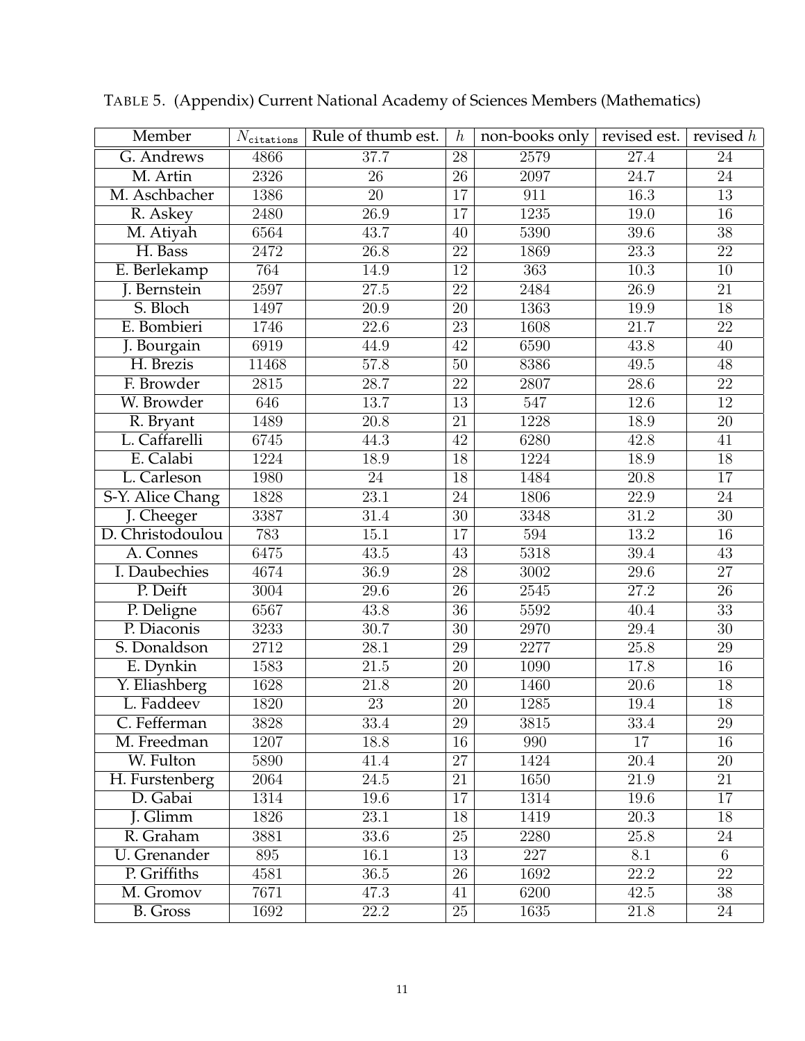TABLE 5. (Appendix) Current National Academy of Sciences Members (Mathematics)

| Member | $N_{\texttt{citations}}$ | Rule of thumb est. | $h$ | non-books only | revised est. | revised $h$ |
|---|---|---|---|---|---|---|
| G. Andrews | 4866 | 37.7 | 28 | 2579 | 27.4 | 24 |
| M. Artin | 2326 | 26 | 26 | 2097 | 24.7 | 24 |
| M. Aschbacher | 1386 | 20 | 17 | 911 | 16.3 | 13 |
| R. Askey | 2480 | 26.9 | 17 | 1235 | 19.0 | 16 |
| M. Atiyah | 6564 | 43.7 | 40 | 5390 | 39.6 | 38 |
| H. Bass | 2472 | 26.8 | 22 | 1869 | 23.3 | 22 |
| E. Berlekamp | 764 | 14.9 | 12 | 363 | 10.3 | 10 |
| J. Bernstein | 2597 | 27.5 | 22 | 2484 | 26.9 | 21 |
| S. Bloch | 1497 | 20.9 | 20 | 1363 | 19.9 | 18 |
| E. Bombieri | 1746 | 22.6 | 23 | 1608 | 21.7 | 22 |
| J. Bourgain | 6919 | 44.9 | 42 | 6590 | 43.8 | 40 |
| H. Brezis | 11468 | 57.8 | 50 | 8386 | 49.5 | 48 |
| F. Browder | 2815 | 28.7 | 22 | 2807 | 28.6 | 22 |
| W. Browder | 646 | 13.7 | 13 | 547 | 12.6 | 12 |
| R. Bryant | 1489 | 20.8 | 21 | 1228 | 18.9 | 20 |
| L. Caffarelli | 6745 | 44.3 | 42 | 6280 | 42.8 | 41 |
| E. Calabi | 1224 | 18.9 | 18 | 1224 | 18.9 | 18 |
| L. Carleson | 1980 | 24 | 18 | 1484 | 20.8 | 17 |
| S-Y. Alice Chang | 1828 | 23.1 | 24 | 1806 | 22.9 | 24 |
| J. Cheeger | 3387 | 31.4 | 30 | 3348 | 31.2 | 30 |
| D. Christodoulou | 783 | 15.1 | 17 | 594 | 13.2 | 16 |
| A. Connes | 6475 | 43.5 | 43 | 5318 | 39.4 | 43 |
| I. Daubechies | 4674 | 36.9 | 28 | 3002 | 29.6 | 27 |
| P. Deift | 3004 | 29.6 | 26 | 2545 | 27.2 | 26 |
| P. Deligne | 6567 | 43.8 | 36 | 5592 | 40.4 | 33 |
| P. Diaconis | 3233 | 30.7 | 30 | 2970 | 29.4 | 30 |
| S. Donaldson | 2712 | 28.1 | 29 | 2277 | 25.8 | 29 |
| E. Dynkin | 1583 | 21.5 | 20 | 1090 | 17.8 | 16 |
| Y. Eliashberg | 1628 | 21.8 | 20 | 1460 | 20.6 | 18 |
| L. Faddeev | 1820 | 23 | 20 | 1285 | 19.4 | 18 |
| C. Fefferman | 3828 | 33.4 | 29 | 3815 | 33.4 | 29 |
| M. Freedman | 1207 | 18.8 | 16 | 990 | 17 | 16 |
| W. Fulton | 5890 | 41.4 | 27 | 1424 | 20.4 | 20 |
| H. Furstenberg | 2064 | 24.5 | 21 | 1650 | 21.9 | 21 |
| D. Gabai | 1314 | 19.6 | 17 | 1314 | 19.6 | 17 |
| J. Glimm | 1826 | 23.1 | 18 | 1419 | 20.3 | 18 |
| R. Graham | 3881 | 33.6 | 25 | 2280 | 25.8 | 24 |
| U. Grenander | 895 | 16.1 | 13 | 227 | 8.1 | 6 |
| P. Griffiths | 4581 | 36.5 | 26 | 1692 | 22.2 | 22 |
| M. Gromov | 7671 | 47.3 | 41 | 6200 | 42.5 | 38 |
| B. Gross | 1692 | 22.2 | 25 | 1635 | 21.8 | 24 |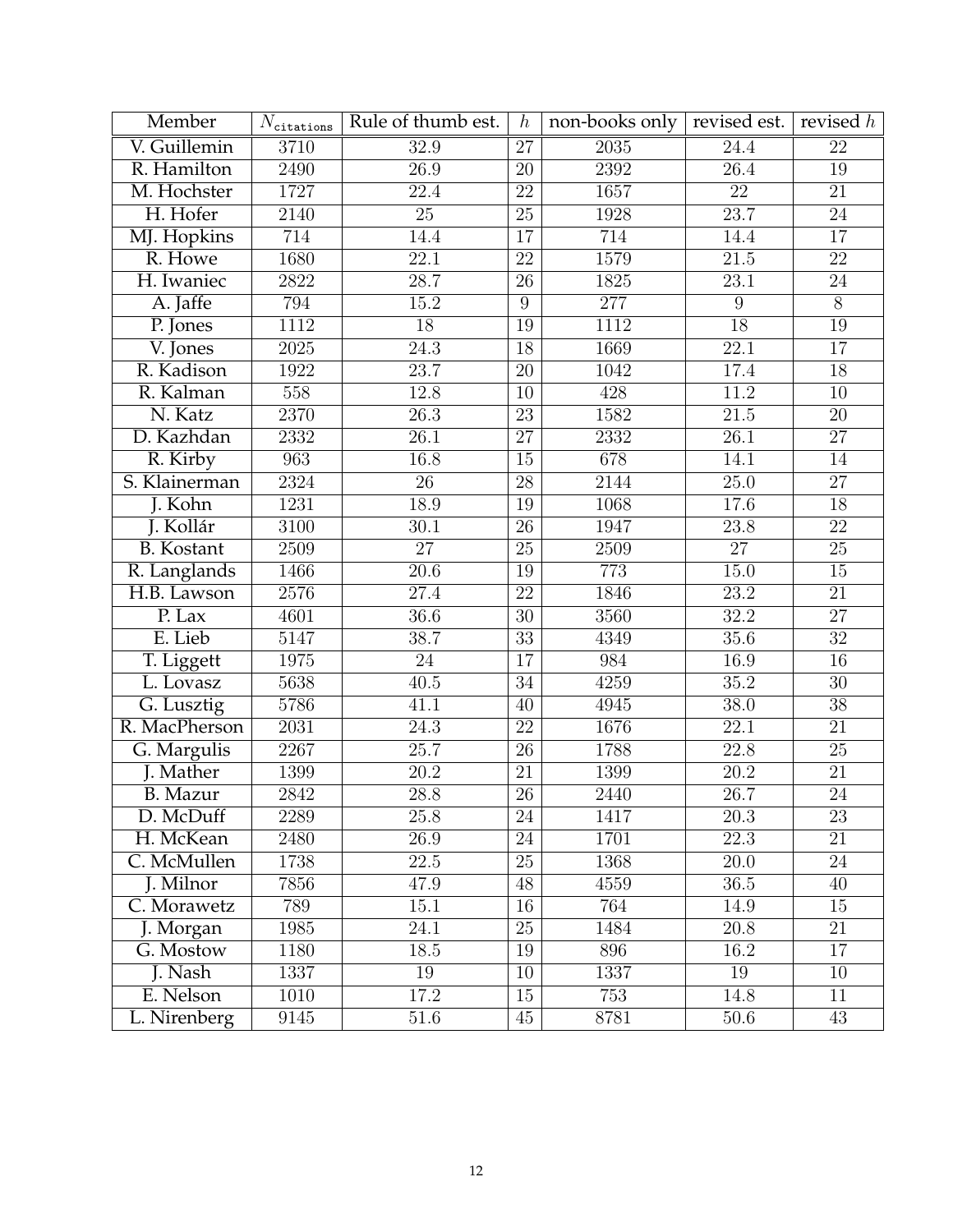| Member | $N_{\texttt{citations}}$ | Rule of thumb est. | $h$ | non-books only | revised est. | revised $h$ |
|---|---|---|---|---|---|---|
| V. Guillemin | 3710 | 32.9 | 27 | 2035 | 24.4 | 22 |
| R. Hamilton | 2490 | 26.9 | 20 | 2392 | 26.4 | 19 |
| M. Hochster | 1727 | 22.4 | 22 | 1657 | 22 | 21 |
| H. Hofer | 2140 | 25 | 25 | 1928 | 23.7 | 24 |
| MJ. Hopkins | 714 | 14.4 | 17 | 714 | 14.4 | 17 |
| R. Howe | 1680 | 22.1 | 22 | 1579 | 21.5 | 22 |
| H. Iwaniec | 2822 | 28.7 | 26 | 1825 | 23.1 | 24 |
| A. Jaffe | 794 | 15.2 | 9 | 277 | 9 | 8 |
| P. Jones | 1112 | 18 | 19 | 1112 | 18 | 19 |
| V. Jones | 2025 | 24.3 | 18 | 1669 | 22.1 | 17 |
| R. Kadison | 1922 | 23.7 | 20 | 1042 | 17.4 | 18 |
| R. Kalman | 558 | 12.8 | 10 | 428 | 11.2 | 10 |
| N. Katz | 2370 | 26.3 | 23 | 1582 | 21.5 | 20 |
| D. Kazhdan | 2332 | 26.1 | 27 | 2332 | 26.1 | 27 |
| R. Kirby | 963 | 16.8 | 15 | 678 | 14.1 | 14 |
| S. Klainerman | 2324 | 26 | 28 | 2144 | 25.0 | 27 |
| J. Kohn | 1231 | 18.9 | 19 | 1068 | 17.6 | 18 |
| J. Kollár | 3100 | 30.1 | 26 | 1947 | 23.8 | 22 |
| B. Kostant | 2509 | 27 | 25 | 2509 | 27 | 25 |
| R. Langlands | 1466 | 20.6 | 19 | 773 | 15.0 | 15 |
| H.B. Lawson | 2576 | 27.4 | 22 | 1846 | 23.2 | 21 |
| P. Lax | 4601 | 36.6 | 30 | 3560 | 32.2 | 27 |
| E. Lieb | 5147 | 38.7 | 33 | 4349 | 35.6 | 32 |
| T. Liggett | 1975 | 24 | 17 | 984 | 16.9 | 16 |
| L. Lovasz | 5638 | 40.5 | 34 | 4259 | 35.2 | 30 |
| G. Lusztig | 5786 | 41.1 | 40 | 4945 | 38.0 | 38 |
| R. MacPherson | 2031 | 24.3 | 22 | 1676 | 22.1 | 21 |
| G. Margulis | 2267 | 25.7 | 26 | 1788 | 22.8 | 25 |
| J. Mather | 1399 | 20.2 | 21 | 1399 | 20.2 | 21 |
| B. Mazur | 2842 | 28.8 | 26 | 2440 | 26.7 | 24 |
| D. McDuff | 2289 | 25.8 | 24 | 1417 | 20.3 | 23 |
| H. McKean | 2480 | 26.9 | 24 | 1701 | 22.3 | 21 |
| C. McMullen | 1738 | 22.5 | 25 | 1368 | 20.0 | 24 |
| J. Milnor | 7856 | 47.9 | 48 | 4559 | 36.5 | 40 |
| C. Morawetz | 789 | 15.1 | 16 | 764 | 14.9 | 15 |
| J. Morgan | 1985 | 24.1 | 25 | 1484 | 20.8 | 21 |
| G. Mostow | 1180 | 18.5 | 19 | 896 | 16.2 | 17 |
| J. Nash | 1337 | 19 | 10 | 1337 | 19 | 10 |
| E. Nelson | 1010 | 17.2 | 15 | 753 | 14.8 | 11 |
| L. Nirenberg | 9145 | 51.6 | 45 | 8781 | 50.6 | 43 |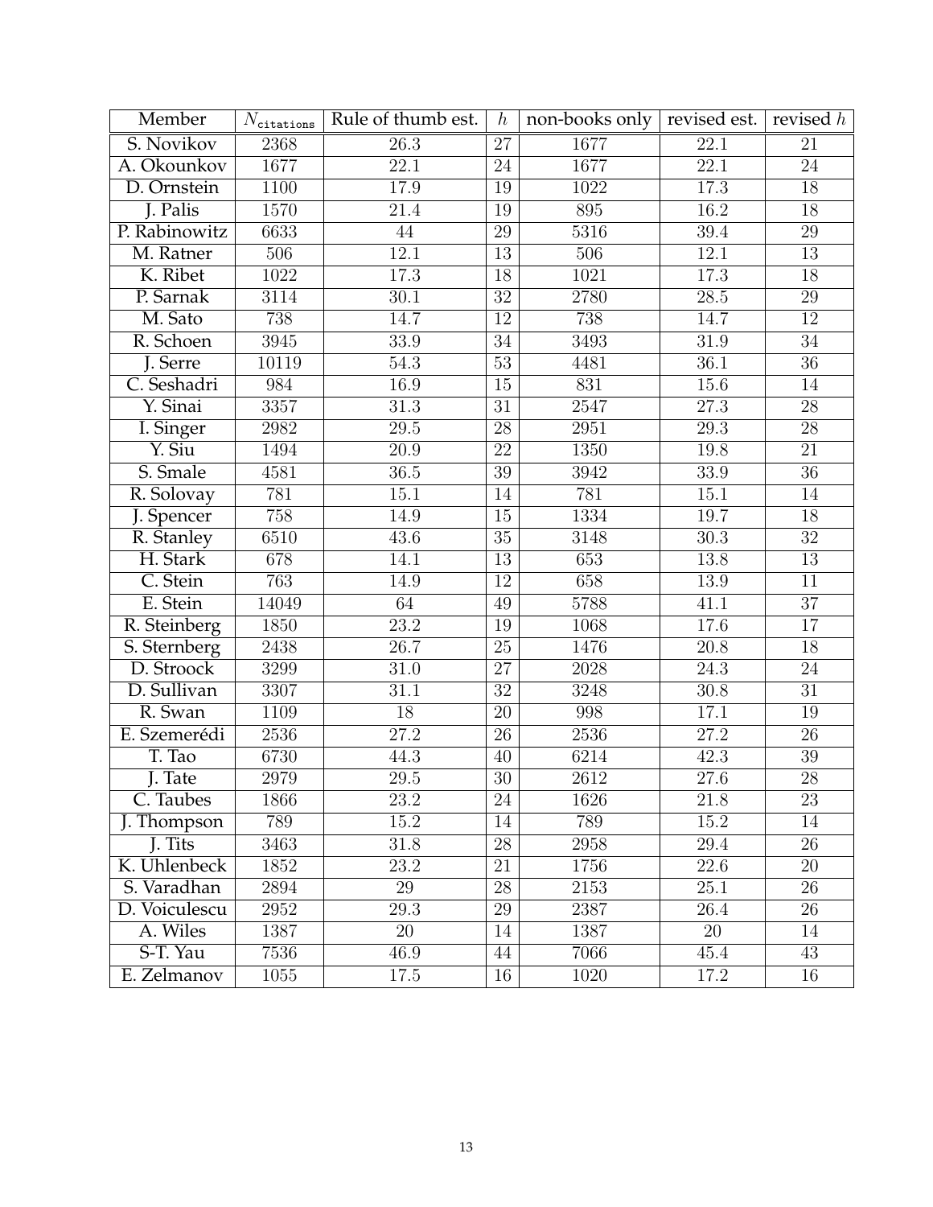| Member | $N_{\texttt{citations}}$ | Rule of thumb est. | $h$ | non-books only | revised est. | revised $h$ |
|---|---|---|---|---|---|---|
| S. Novikov | 2368 | 26.3 | 27 | 1677 | 22.1 | 21 |
| A. Okounkov | 1677 | 22.1 | 24 | 1677 | 22.1 | 24 |
| D. Ornstein | 1100 | 17.9 | 19 | 1022 | 17.3 | 18 |
| J. Palis | 1570 | 21.4 | 19 | 895 | 16.2 | 18 |
| P. Rabinowitz | 6633 | 44 | 29 | 5316 | 39.4 | 29 |
| M. Ratner | 506 | 12.1 | 13 | 506 | 12.1 | 13 |
| K. Ribet | 1022 | 17.3 | 18 | 1021 | 17.3 | 18 |
| P. Sarnak | 3114 | 30.1 | 32 | 2780 | 28.5 | 29 |
| M. Sato | 738 | 14.7 | 12 | 738 | 14.7 | 12 |
| R. Schoen | 3945 | 33.9 | 34 | 3493 | 31.9 | 34 |
| J. Serre | 10119 | 54.3 | 53 | 4481 | 36.1 | 36 |
| C. Seshadri | 984 | 16.9 | 15 | 831 | 15.6 | 14 |
| Y. Sinai | 3357 | 31.3 | 31 | 2547 | 27.3 | 28 |
| I. Singer | 2982 | 29.5 | 28 | 2951 | 29.3 | 28 |
| Y. Siu | 1494 | 20.9 | 22 | 1350 | 19.8 | 21 |
| S. Smale | 4581 | 36.5 | 39 | 3942 | 33.9 | 36 |
| R. Solovay | 781 | 15.1 | 14 | 781 | 15.1 | 14 |
| J. Spencer | 758 | 14.9 | 15 | 1334 | 19.7 | 18 |
| R. Stanley | 6510 | 43.6 | 35 | 3148 | 30.3 | 32 |
| H. Stark | 678 | 14.1 | 13 | 653 | 13.8 | 13 |
| C. Stein | 763 | 14.9 | 12 | 658 | 13.9 | 11 |
| E. Stein | 14049 | 64 | 49 | 5788 | 41.1 | 37 |
| R. Steinberg | 1850 | 23.2 | 19 | 1068 | 17.6 | 17 |
| S. Sternberg | 2438 | 26.7 | 25 | 1476 | 20.8 | 18 |
| D. Stroock | 3299 | 31.0 | 27 | 2028 | 24.3 | 24 |
| D. Sullivan | 3307 | 31.1 | 32 | 3248 | 30.8 | 31 |
| R. Swan | 1109 | 18 | 20 | 998 | 17.1 | 19 |
| E. Szemerédi | 2536 | 27.2 | 26 | 2536 | 27.2 | 26 |
| T. Tao | 6730 | 44.3 | 40 | 6214 | 42.3 | 39 |
| J. Tate | 2979 | 29.5 | 30 | 2612 | 27.6 | 28 |
| C. Taubes | 1866 | 23.2 | 24 | 1626 | 21.8 | 23 |
| J. Thompson | 789 | 15.2 | 14 | 789 | 15.2 | 14 |
| J. Tits | 3463 | 31.8 | 28 | 2958 | 29.4 | 26 |
| K. Uhlenbeck | 1852 | 23.2 | 21 | 1756 | 22.6 | 20 |
| S. Varadhan | 2894 | 29 | 28 | 2153 | 25.1 | 26 |
| D. Voiculescu | 2952 | 29.3 | 29 | 2387 | 26.4 | 26 |
| A. Wiles | 1387 | 20 | 14 | 1387 | 20 | 14 |
| S-T. Yau | 7536 | 46.9 | 44 | 7066 | 45.4 | 43 |
| E. Zelmanov | 1055 | 17.5 | 16 | 1020 | 17.2 | 16 |